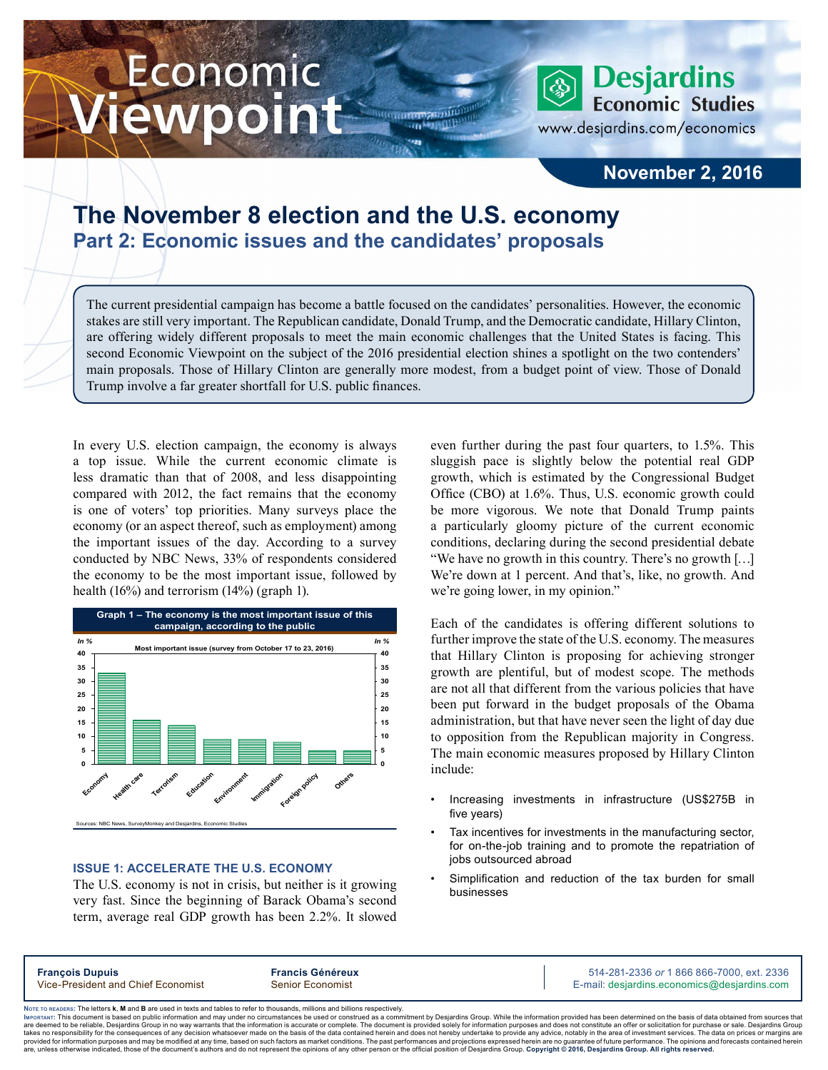# Economic Viewpoint

**Desjardins Economic Studies**
www.desjardins.com/economics

**November 2, 2016**

## The November 8 election and the U.S. economy

### Part 2: Economic issues and the candidates' proposals

The current presidential campaign has become a battle focused on the candidates' personalities. However, the economic stakes are still very important. The Republican candidate, Donald Trump, and the Democratic candidate, Hillary Clinton, are offering widely different proposals to meet the main economic challenges that the United States is facing. This second Economic Viewpoint on the subject of the 2016 presidential election shines a spotlight on the two contenders' main proposals. Those of Hillary Clinton are generally more modest, from a budget point of view. Those of Donald Trump involve a far greater shortfall for U.S. public finances.

In every U.S. election campaign, the economy is always a top issue. While the current economic climate is less dramatic than that of 2008, and less disappointing compared with 2012, the fact remains that the economy is one of voters' top priorities. Many surveys place the economy (or an aspect thereof, such as employment) among the important issues of the day. According to a survey conducted by NBC News, 33% of respondents considered the economy to be the most important issue, followed by health (16%) and terrorism (14%) (graph 1).

**Graph 1 – The economy is the most important issue of this campaign, according to the public**

Most important issue (survey from October 17 to 23, 2016) — In %

| Issue | In % |
|---|---|
| Economy | 33 |
| Health care | 16 |
| Terrorism | 14 |
| Education | 9 |
| Environment | 9 |
| Immigration | 8 |
| Foreign policy | 5 |
| Others | 5 |

Sources: NBC News, SurveyMonkey and Desjardins, Economic Studies

#### ISSUE 1: ACCELERATE THE U.S. ECONOMY

The U.S. economy is not in crisis, but neither is it growing very fast. Since the beginning of Barack Obama's second term, average real GDP growth has been 2.2%. It slowed even further during the past four quarters, to 1.5%. This sluggish pace is slightly below the potential real GDP growth, which is estimated by the Congressional Budget Office (CBO) at 1.6%. Thus, U.S. economic growth could be more vigorous. We note that Donald Trump paints a particularly gloomy picture of the current economic conditions, declaring during the second presidential debate "We have no growth in this country. There's no growth […] We're down at 1 percent. And that's, like, no growth. And we're going lower, in my opinion."

Each of the candidates is offering different solutions to further improve the state of the U.S. economy. The measures that Hillary Clinton is proposing for achieving stronger growth are plentiful, but of modest scope. The methods are not all that different from the various policies that have been put forward in the budget proposals of the Obama administration, but that have never seen the light of day due to opposition from the Republican majority in Congress. The main economic measures proposed by Hillary Clinton include:

- Increasing investments in infrastructure (US$275B in five years)
- Tax incentives for investments in the manufacturing sector, for on-the-job training and to promote the repatriation of jobs outsourced abroad
- Simplification and reduction of the tax burden for small businesses

**François Dupuis**, Vice-President and Chief Economist
**Francis Généreux**, Senior Economist
514-281-2336 *or* 1 866 866-7000, ext. 2336
E-mail: desjardins.economics@desjardins.com

Note to readers: The letters **k**, **M** and **B** are used in texts and tables to refer to thousands, millions and billions respectively.
Important: This document is based on public information and may under no circumstances be used or construed as a commitment by Desjardins Group. While the information provided has been determined on the basis of data obtained from sources that are deemed to be reliable, Desjardins Group in no way warrants that the information is accurate or complete. The document is provided solely for information purposes and does not constitute an offer or solicitation for purchase or sale. Desjardins Group takes no responsibility for the consequences of any decision whatsoever made on the basis of the data contained herein and does not hereby undertake to provide any advice, notably in the area of investment services. The data on prices or margins are provided for information purposes and may be modified at any time, based on such factors as market conditions. The past performances and projections expressed herein are no guarantee of future performance. The opinions and forecasts contained herein are, unless otherwise indicated, those of the document's authors and do not represent the opinions of any other person or the official position of Desjardins Group. **Copyright © 2016, Desjardins Group. All rights reserved.**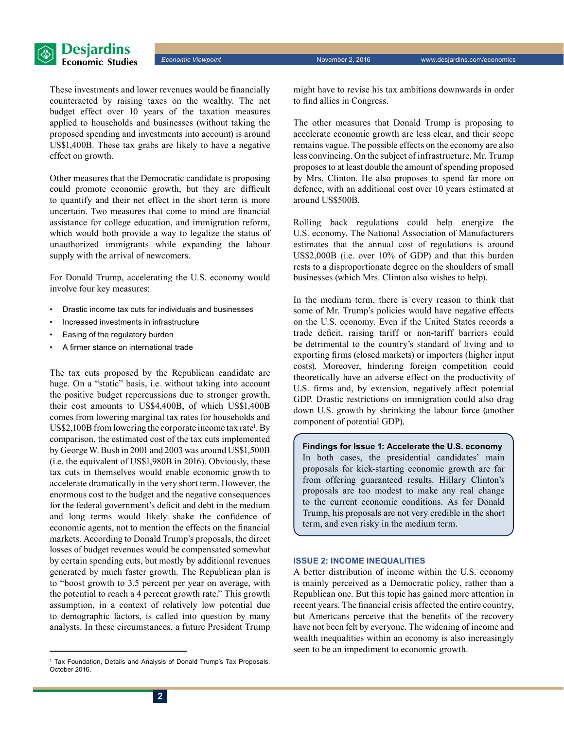These investments and lower revenues would be financially counteracted by raising taxes on the wealthy. The net budget effect over 10 years of the taxation measures applied to households and businesses (without taking the proposed spending and investments into account) is around US$1,400B. These tax grabs are likely to have a negative effect on growth.

Other measures that the Democratic candidate is proposing could promote economic growth, but they are difficult to quantify and their net effect in the short term is more uncertain. Two measures that come to mind are financial assistance for college education, and immigration reform, which would both provide a way to legalize the status of unauthorized immigrants while expanding the labour supply with the arrival of newcomers.

For Donald Trump, accelerating the U.S. economy would involve four key measures:

- Drastic income tax cuts for individuals and businesses
- Increased investments in infrastructure
- Easing of the regulatory burden
- A firmer stance on international trade

The tax cuts proposed by the Republican candidate are huge. On a "static" basis, i.e. without taking into account the positive budget repercussions due to stronger growth, their cost amounts to US$4,400B, of which US$1,400B comes from lowering marginal tax rates for households and US$2,100B from lowering the corporate income tax rate[1]. By comparison, the estimated cost of the tax cuts implemented by George W. Bush in 2001 and 2003 was around US$1,500B (i.e. the equivalent of US$1,980B in 2016). Obviously, these tax cuts in themselves would enable economic growth to accelerate dramatically in the very short term. However, the enormous cost to the budget and the negative consequences for the federal government's deficit and debt in the medium and long terms would likely shake the confidence of economic agents, not to mention the effects on the financial markets. According to Donald Trump's proposals, the direct losses of budget revenues would be compensated somewhat by certain spending cuts, but mostly by additional revenues generated by much faster growth. The Republican plan is to "boost growth to 3.5 percent per year on average, with the potential to reach a 4 percent growth rate." This growth assumption, in a context of relatively low potential due to demographic factors, is called into question by many analysts. In these circumstances, a future President Trump might have to revise his tax ambitions downwards in order to find allies in Congress.

The other measures that Donald Trump is proposing to accelerate economic growth are less clear, and their scope remains vague. The possible effects on the economy are also less convincing. On the subject of infrastructure, Mr. Trump proposes to at least double the amount of spending proposed by Mrs. Clinton. He also proposes to spend far more on defence, with an additional cost over 10 years estimated at around US$500B.

Rolling back regulations could help energize the U.S. economy. The National Association of Manufacturers estimates that the annual cost of regulations is around US$2,000B (i.e. over 10% of GDP) and that this burden rests to a disproportionate degree on the shoulders of small businesses (which Mrs. Clinton also wishes to help).

In the medium term, there is every reason to think that some of Mr. Trump's policies would have negative effects on the U.S. economy. Even if the United States records a trade deficit, raising tariff or non-tariff barriers could be detrimental to the country's standard of living and to exporting firms (closed markets) or importers (higher input costs). Moreover, hindering foreign competition could theoretically have an adverse effect on the productivity of U.S. firms and, by extension, negatively affect potential GDP. Drastic restrictions on immigration could also drag down U.S. growth by shrinking the labour force (another component of potential GDP).

**Findings for Issue 1: Accelerate the U.S. economy**
In both cases, the presidential candidates' main proposals for kick-starting economic growth are far from offering guaranteed results. Hillary Clinton's proposals are too modest to make any real change to the current economic conditions. As for Donald Trump, his proposals are not very credible in the short term, and even risky in the medium term.

### ISSUE 2: INCOME INEQUALITIES

A better distribution of income within the U.S. economy is mainly perceived as a Democratic policy, rather than a Republican one. But this topic has gained more attention in recent years. The financial crisis affected the entire country, but Americans perceive that the benefits of the recovery have not been felt by everyone. The widening of income and wealth inequalities within an economy is also increasingly seen to be an impediment to economic growth.

[1] Tax Foundation, Details and Analysis of Donald Trump's Tax Proposals, October 2016.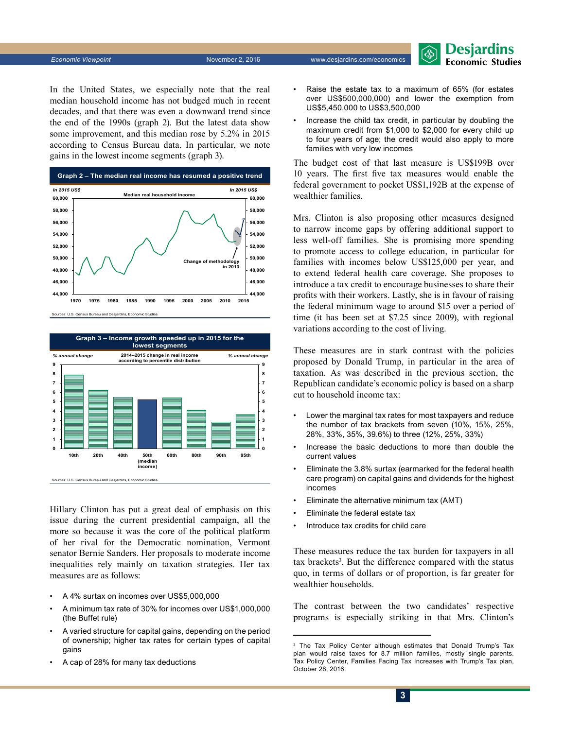In the United States, we especially note that the real median household income has not budged much in recent decades, and that there was even a downward trend since the end of the 1990s (graph 2). But the latest data show some improvement, and this median rose by 5.2% in 2015 according to Census Bureau data. In particular, we note gains in the lowest income segments (graph 3).

**Graph 2 – The median real income has resumed a positive trend**

Sources: U.S. Census Bureau and Desjardins, Economic Studies

**Graph 3 – Income growth speeded up in 2015 for the lowest segments**

Sources: U.S. Census Bureau and Desjardins, Economic Studies

Hillary Clinton has put a great deal of emphasis on this issue during the current presidential campaign, all the more so because it was the core of the political platform of her rival for the Democratic nomination, Vermont senator Bernie Sanders. Her proposals to moderate income inequalities rely mainly on taxation strategies. Her tax measures are as follows:

- A 4% surtax on incomes over US$5,000,000
- A minimum tax rate of 30% for incomes over US$1,000,000 (the Buffet rule)
- A varied structure for capital gains, depending on the period of ownership; higher tax rates for certain types of capital gains
- A cap of 28% for many tax deductions
- Raise the estate tax to a maximum of 65% (for estates over US$500,000,000) and lower the exemption from US$5,450,000 to US$3,500,000
- Increase the child tax credit, in particular by doubling the maximum credit from $1,000 to $2,000 for every child up to four years of age; the credit would also apply to more families with very low incomes

The budget cost of that last measure is US$199B over 10 years. The first five tax measures would enable the federal government to pocket US$1,192B at the expense of wealthier families.

Mrs. Clinton is also proposing other measures designed to narrow income gaps by offering additional support to less well-off families. She is promising more spending to promote access to college education, in particular for families with incomes below US$125,000 per year, and to extend federal health care coverage. She proposes to introduce a tax credit to encourage businesses to share their profits with their workers. Lastly, she is in favour of raising the federal minimum wage to around $15 over a period of time (it has been set at $7.25 since 2009), with regional variations according to the cost of living.

These measures are in stark contrast with the policies proposed by Donald Trump, in particular in the area of taxation. As was described in the previous section, the Republican candidate's economic policy is based on a sharp cut to household income tax:

- Lower the marginal tax rates for most taxpayers and reduce the number of tax brackets from seven (10%, 15%, 25%, 28%, 33%, 35%, 39.6%) to three (12%, 25%, 33%)
- Increase the basic deductions to more than double the current values
- Eliminate the 3.8% surtax (earmarked for the federal health care program) on capital gains and dividends for the highest incomes
- Eliminate the alternative minimum tax (AMT)
- Eliminate the federal estate tax
- Introduce tax credits for child care

These measures reduce the tax burden for taxpayers in all tax brackets[3]. But the difference compared with the status quo, in terms of dollars or of proportion, is far greater for wealthier households.

The contrast between the two candidates' respective programs is especially striking in that Mrs. Clinton's

---

[3] The Tax Policy Center although estimates that Donald Trump's Tax plan would raise taxes for 8.7 million families, mostly single parents. Tax Policy Center, Families Facing Tax Increases with Trump's Tax plan, October 28, 2016.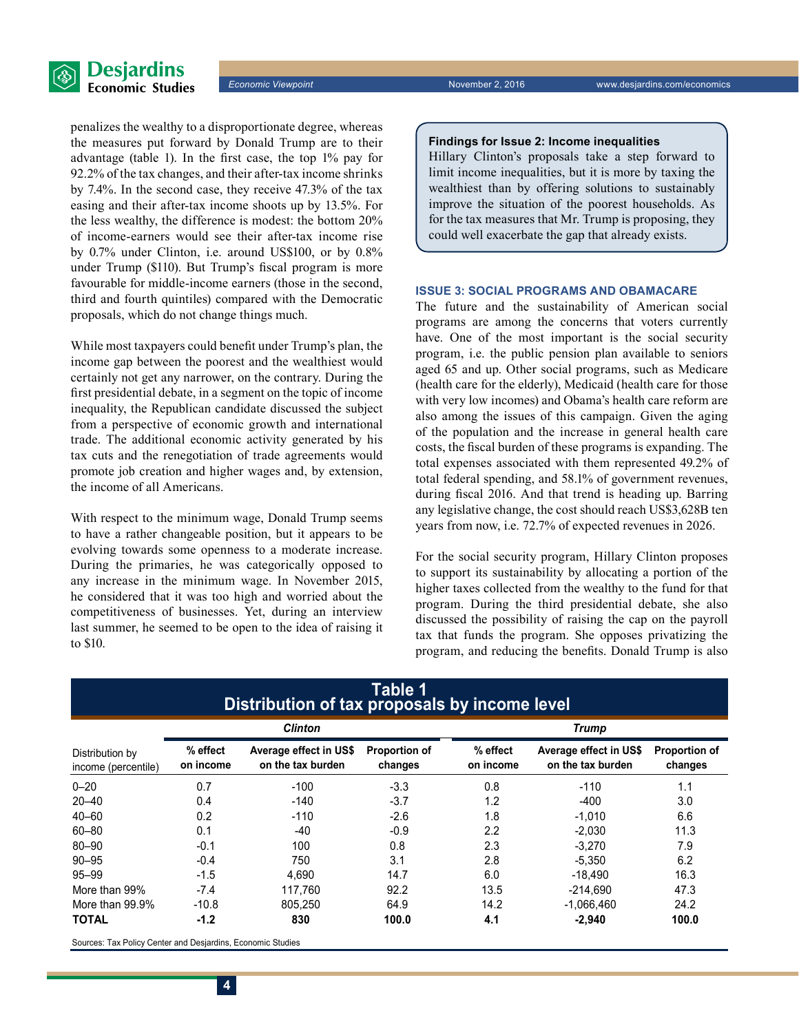penalizes the wealthy to a disproportionate degree, whereas the measures put forward by Donald Trump are to their advantage (table 1). In the first case, the top 1% pay for 92.2% of the tax changes, and their after-tax income shrinks by 7.4%. In the second case, they receive 47.3% of the tax easing and their after-tax income shoots up by 13.5%. For the less wealthy, the difference is modest: the bottom 20% of income-earners would see their after-tax income rise by 0.7% under Clinton, i.e. around US$100, or by 0.8% under Trump ($110). But Trump's fiscal program is more favourable for middle-income earners (those in the second, third and fourth quintiles) compared with the Democratic proposals, which do not change things much.

While most taxpayers could benefit under Trump's plan, the income gap between the poorest and the wealthiest would certainly not get any narrower, on the contrary. During the first presidential debate, in a segment on the topic of income inequality, the Republican candidate discussed the subject from a perspective of economic growth and international trade. The additional economic activity generated by his tax cuts and the renegotiation of trade agreements would promote job creation and higher wages and, by extension, the income of all Americans.

With respect to the minimum wage, Donald Trump seems to have a rather changeable position, but it appears to be evolving towards some openness to a moderate increase. During the primaries, he was categorically opposed to any increase in the minimum wage. In November 2015, he considered that it was too high and worried about the competitiveness of businesses. Yet, during an interview last summer, he seemed to be open to the idea of raising it to $10.

**Findings for Issue 2: Income inequalities**
Hillary Clinton's proposals take a step forward to limit income inequalities, but it is more by taxing the wealthiest than by offering solutions to sustainably improve the situation of the poorest households. As for the tax measures that Mr. Trump is proposing, they could well exacerbate the gap that already exists.

### ISSUE 3: SOCIAL PROGRAMS AND OBAMACARE

The future and the sustainability of American social programs are among the concerns that voters currently have. One of the most important is the social security program, i.e. the public pension plan available to seniors aged 65 and up. Other social programs, such as Medicare (health care for the elderly), Medicaid (health care for those with very low incomes) and Obama's health care reform are also among the issues of this campaign. Given the aging of the population and the increase in general health care costs, the fiscal burden of these programs is expanding. The total expenses associated with them represented 49.2% of total federal spending, and 58.1% of government revenues, during fiscal 2016. And that trend is heading up. Barring any legislative change, the cost should reach US$3,628B ten years from now, i.e. 72.7% of expected revenues in 2026.

For the social security program, Hillary Clinton proposes to support its sustainability by allocating a portion of the higher taxes collected from the wealthy to the fund for that program. During the third presidential debate, she also discussed the possibility of raising the cap on the payroll tax that funds the program. She opposes privatizing the program, and reducing the benefits. Donald Trump is also

**Table 1**
**Distribution of tax proposals by income level**

| | *Clinton* | | | *Trump* | | |
|---|---|---|---|---|---|---|
| Distribution by income (percentile) | % effect on income | Average effect in US$ on the tax burden | Proportion of changes | % effect on income | Average effect in US$ on the tax burden | Proportion of changes |
| 0–20 | 0.7 | -100 | -3.3 | 0.8 | -110 | 1.1 |
| 20–40 | 0.4 | -140 | -3.7 | 1.2 | -400 | 3.0 |
| 40–60 | 0.2 | -110 | -2.6 | 1.8 | -1,010 | 6.6 |
| 60–80 | 0.1 | -40 | -0.9 | 2.2 | -2,030 | 11.3 |
| 80–90 | -0.1 | 100 | 0.8 | 2.3 | -3,270 | 7.9 |
| 90–95 | -0.4 | 750 | 3.1 | 2.8 | -5,350 | 6.2 |
| 95–99 | -1.5 | 4,690 | 14.7 | 6.0 | -18,490 | 16.3 |
| More than 99% | -7.4 | 117,760 | 92.2 | 13.5 | -214,690 | 47.3 |
| More than 99.9% | -10.8 | 805,250 | 64.9 | 14.2 | -1,066,460 | 24.2 |
| **TOTAL** | **-1.2** | **830** | **100.0** | **4.1** | **-2,940** | **100.0** |

Sources: Tax Policy Center and Desjardins, Economic Studies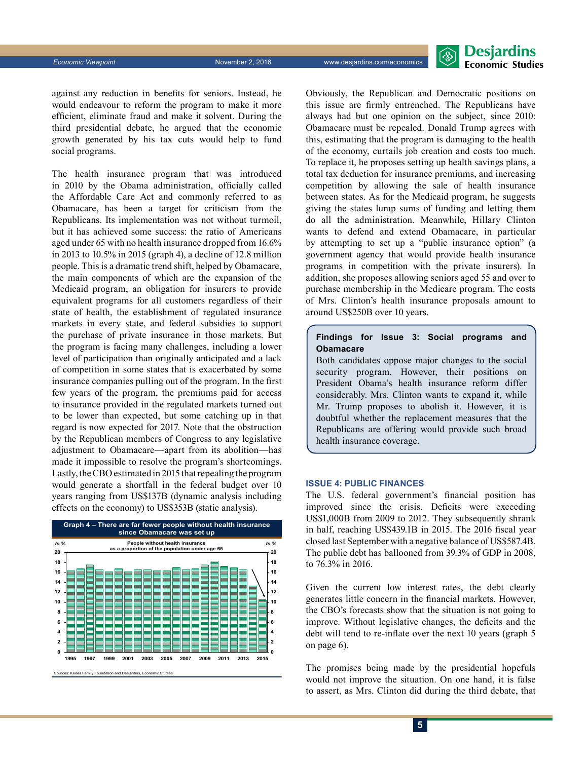against any reduction in benefits for seniors. Instead, he would endeavour to reform the program to make it more efficient, eliminate fraud and make it solvent. During the third presidential debate, he argued that the economic growth generated by his tax cuts would help to fund social programs.

The health insurance program that was introduced in 2010 by the Obama administration, officially called the Affordable Care Act and commonly referred to as Obamacare, has been a target for criticism from the Republicans. Its implementation was not without turmoil, but it has achieved some success: the ratio of Americans aged under 65 with no health insurance dropped from 16.6% in 2013 to 10.5% in 2015 (graph 4), a decline of 12.8 million people. This is a dramatic trend shift, helped by Obamacare, the main components of which are the expansion of the Medicaid program, an obligation for insurers to provide equivalent programs for all customers regardless of their state of health, the establishment of regulated insurance markets in every state, and federal subsidies to support the purchase of private insurance in those markets. But the program is facing many challenges, including a lower level of participation than originally anticipated and a lack of competition in some states that is exacerbated by some insurance companies pulling out of the program. In the first few years of the program, the premiums paid for access to insurance provided in the regulated markets turned out to be lower than expected, but some catching up in that regard is now expected for 2017. Note that the obstruction by the Republican members of Congress to any legislative adjustment to Obamacare—apart from its abolition—has made it impossible to resolve the program's shortcomings. Lastly, the CBO estimated in 2015 that repealing the program would generate a shortfall in the federal budget over 10 years ranging from US$137B (dynamic analysis including effects on the economy) to US$353B (static analysis).

**Graph 4 – There are far fewer people without health insurance since Obamacare was set up**

People without health insurance as a proportion of the population under age 65 (In %)

Sources: Kaiser Family Foundation and Desjardins, Economic Studies

Obviously, the Republican and Democratic positions on this issue are firmly entrenched. The Republicans have always had but one opinion on the subject, since 2010: Obamacare must be repealed. Donald Trump agrees with this, estimating that the program is damaging to the health of the economy, curtails job creation and costs too much. To replace it, he proposes setting up health savings plans, a total tax deduction for insurance premiums, and increasing competition by allowing the sale of health insurance between states. As for the Medicaid program, he suggests giving the states lump sums of funding and letting them do all the administration. Meanwhile, Hillary Clinton wants to defend and extend Obamacare, in particular by attempting to set up a "public insurance option" (a government agency that would provide health insurance programs in competition with the private insurers). In addition, she proposes allowing seniors aged 55 and over to purchase membership in the Medicare program. The costs of Mrs. Clinton's health insurance proposals amount to around US$250B over 10 years.

> **Findings for Issue 3: Social programs and Obamacare**
>
> Both candidates oppose major changes to the social security program. However, their positions on President Obama's health insurance reform differ considerably. Mrs. Clinton wants to expand it, while Mr. Trump proposes to abolish it. However, it is doubtful whether the replacement measures that the Republicans are offering would provide such broad health insurance coverage.

### ISSUE 4: PUBLIC FINANCES

The U.S. federal government's financial position has improved since the crisis. Deficits were exceeding US$1,000B from 2009 to 2012. They subsequently shrank in half, reaching US$439.1B in 2015. The 2016 fiscal year closed last September with a negative balance of US$587.4B. The public debt has ballooned from 39.3% of GDP in 2008, to 76.3% in 2016.

Given the current low interest rates, the debt clearly generates little concern in the financial markets. However, the CBO's forecasts show that the situation is not going to improve. Without legislative changes, the deficits and the debt will tend to re-inflate over the next 10 years (graph 5 on page 6).

The promises being made by the presidential hopefuls would not improve the situation. On one hand, it is false to assert, as Mrs. Clinton did during the third debate, that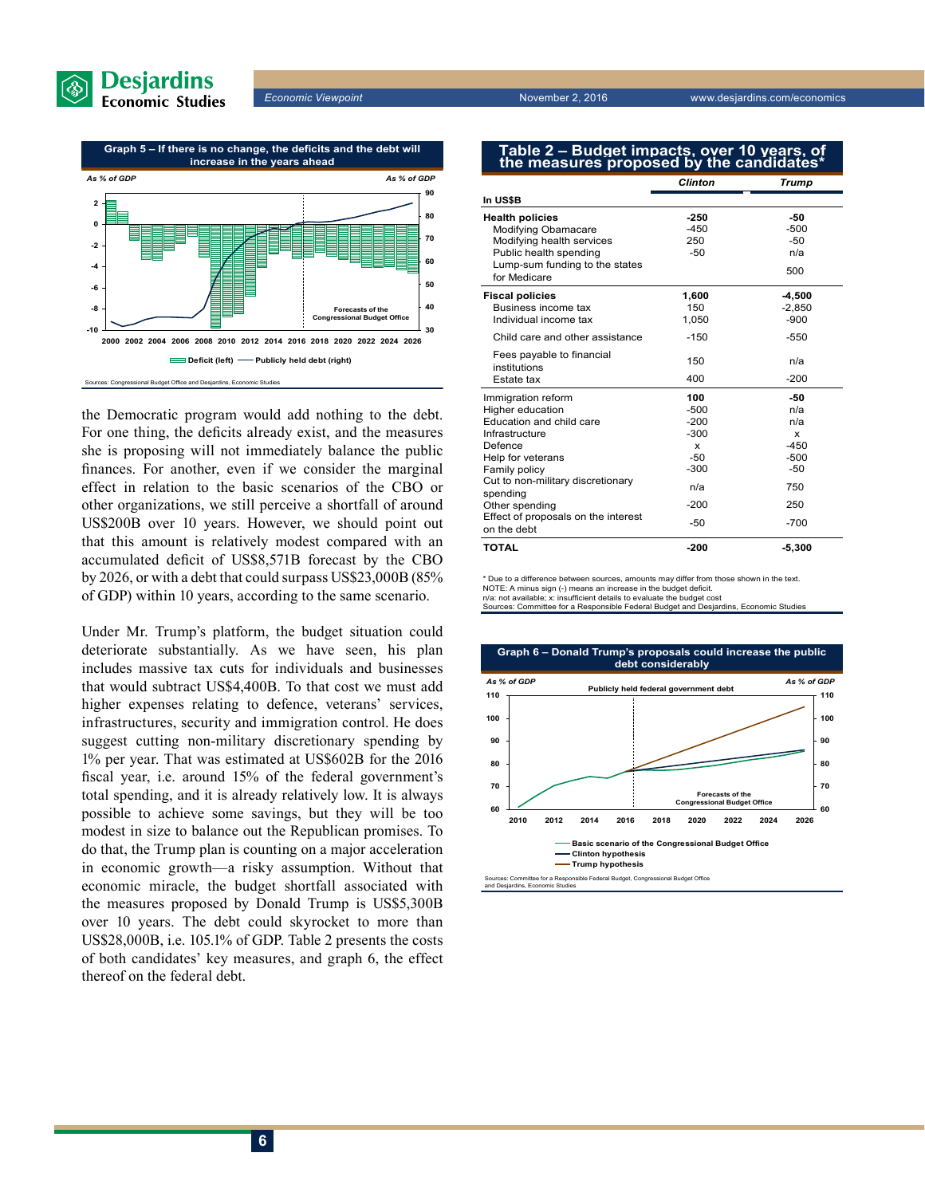**Graph 5 – If there is no change, the deficits and the debt will increase in the years ahead**

Sources: Congressional Budget Office and Desjardins, Economic Studies

the Democratic program would add nothing to the debt. For one thing, the deficits already exist, and the measures she is proposing will not immediately balance the public finances. For another, even if we consider the marginal effect in relation to the basic scenarios of the CBO or other organizations, we still perceive a shortfall of around US$200B over 10 years. However, we should point out that this amount is relatively modest compared with an accumulated deficit of US$8,571B forecast by the CBO by 2026, or with a debt that could surpass US$23,000B (85% of GDP) within 10 years, according to the same scenario.

Under Mr. Trump's platform, the budget situation could deteriorate substantially. As we have seen, his plan includes massive tax cuts for individuals and businesses that would subtract US$4,400B. To that cost we must add higher expenses relating to defence, veterans' services, infrastructures, security and immigration control. He does suggest cutting non-military discretionary spending by 1% per year. That was estimated at US$602B for the 2016 fiscal year, i.e. around 15% of the federal government's total spending, and it is already relatively low. It is always possible to achieve some savings, but they will be too modest in size to balance out the Republican promises. To do that, the Trump plan is counting on a major acceleration in economic growth—a risky assumption. Without that economic miracle, the budget shortfall associated with the measures proposed by Donald Trump is US$5,300B over 10 years. The debt could skyrocket to more than US$28,000B, i.e. 105.1% of GDP. Table 2 presents the costs of both candidates' key measures, and graph 6, the effect thereof on the federal debt.

**Table 2 – Budget impacts, over 10 years, of the measures proposed by the candidates***

| In US$B | Clinton | Trump |
|---|---|---|
| **Health policies** | **-250** | **-50** |
| Modifying Obamacare | -450 | -500 |
| Modifying health services | 250 | -50 |
| Public health spending | -50 | n/a |
| Lump-sum funding to the states for Medicare | | 500 |
| **Fiscal policies** | **1,600** | **-4,500** |
| Business income tax | 150 | -2,850 |
| Individual income tax | 1,050 | -900 |
| Child care and other assistance | -150 | -550 |
| Fees payable to financial institutions | 150 | n/a |
| Estate tax | 400 | -200 |
| Immigration reform | **100** | **-50** |
| Higher education | -500 | n/a |
| Education and child care | -200 | n/a |
| Infrastructure | -300 | x |
| Defence | x | -450 |
| Help for veterans | -50 | -500 |
| Family policy | -300 | -50 |
| Cut to non-military discretionary spending | n/a | 750 |
| Other spending | -200 | 250 |
| Effect of proposals on the interest on the debt | -50 | -700 |
| **TOTAL** | **-200** | **-5,300** |

\* Due to a difference between sources, amounts may differ from those shown in the text.
NOTE: A minus sign (-) means an increase in the budget deficit.
n/a: not available; x: insufficient details to evaluate the budget cost
Sources: Committee for a Responsible Federal Budget and Desjardins, Economic Studies

**Graph 6 – Donald Trump's proposals could increase the public debt considerably**

Sources: Committee for a Responsible Federal Budget, Congressional Budget Office and Desjardins, Economic Studies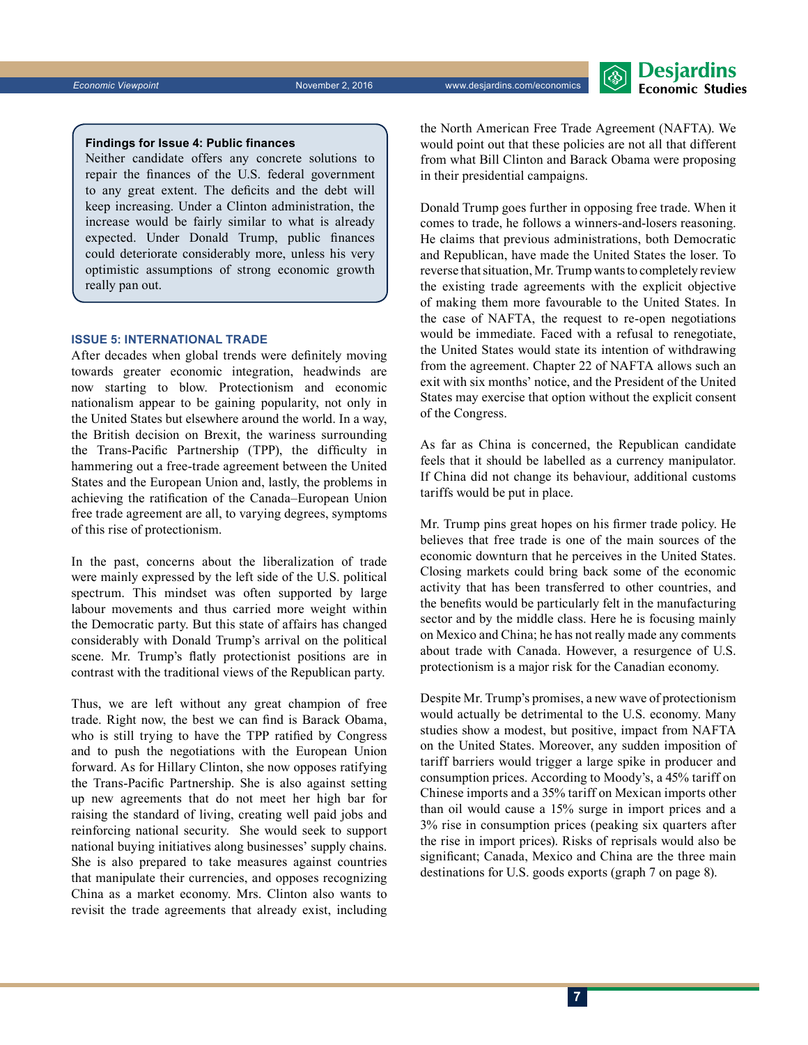**Findings for Issue 4: Public finances**

Neither candidate offers any concrete solutions to repair the finances of the U.S. federal government to any great extent. The deficits and the debt will keep increasing. Under a Clinton administration, the increase would be fairly similar to what is already expected. Under Donald Trump, public finances could deteriorate considerably more, unless his very optimistic assumptions of strong economic growth really pan out.

### ISSUE 5: INTERNATIONAL TRADE

After decades when global trends were definitely moving towards greater economic integration, headwinds are now starting to blow. Protectionism and economic nationalism appear to be gaining popularity, not only in the United States but elsewhere around the world. In a way, the British decision on Brexit, the wariness surrounding the Trans-Pacific Partnership (TPP), the difficulty in hammering out a free-trade agreement between the United States and the European Union and, lastly, the problems in achieving the ratification of the Canada–European Union free trade agreement are all, to varying degrees, symptoms of this rise of protectionism.

In the past, concerns about the liberalization of trade were mainly expressed by the left side of the U.S. political spectrum. This mindset was often supported by large labour movements and thus carried more weight within the Democratic party. But this state of affairs has changed considerably with Donald Trump's arrival on the political scene. Mr. Trump's flatly protectionist positions are in contrast with the traditional views of the Republican party.

Thus, we are left without any great champion of free trade. Right now, the best we can find is Barack Obama, who is still trying to have the TPP ratified by Congress and to push the negotiations with the European Union forward. As for Hillary Clinton, she now opposes ratifying the Trans-Pacific Partnership. She is also against setting up new agreements that do not meet her high bar for raising the standard of living, creating well paid jobs and reinforcing national security. She would seek to support national buying initiatives along businesses' supply chains. She is also prepared to take measures against countries that manipulate their currencies, and opposes recognizing China as a market economy. Mrs. Clinton also wants to revisit the trade agreements that already exist, including the North American Free Trade Agreement (NAFTA). We would point out that these policies are not all that different from what Bill Clinton and Barack Obama were proposing in their presidential campaigns.

Donald Trump goes further in opposing free trade. When it comes to trade, he follows a winners-and-losers reasoning. He claims that previous administrations, both Democratic and Republican, have made the United States the loser. To reverse that situation, Mr. Trump wants to completely review the existing trade agreements with the explicit objective of making them more favourable to the United States. In the case of NAFTA, the request to re-open negotiations would be immediate. Faced with a refusal to renegotiate, the United States would state its intention of withdrawing from the agreement. Chapter 22 of NAFTA allows such an exit with six months' notice, and the President of the United States may exercise that option without the explicit consent of the Congress.

As far as China is concerned, the Republican candidate feels that it should be labelled as a currency manipulator. If China did not change its behaviour, additional customs tariffs would be put in place.

Mr. Trump pins great hopes on his firmer trade policy. He believes that free trade is one of the main sources of the economic downturn that he perceives in the United States. Closing markets could bring back some of the economic activity that has been transferred to other countries, and the benefits would be particularly felt in the manufacturing sector and by the middle class. Here he is focusing mainly on Mexico and China; he has not really made any comments about trade with Canada. However, a resurgence of U.S. protectionism is a major risk for the Canadian economy.

Despite Mr. Trump's promises, a new wave of protectionism would actually be detrimental to the U.S. economy. Many studies show a modest, but positive, impact from NAFTA on the United States. Moreover, any sudden imposition of tariff barriers would trigger a large spike in producer and consumption prices. According to Moody's, a 45% tariff on Chinese imports and a 35% tariff on Mexican imports other than oil would cause a 15% surge in import prices and a 3% rise in consumption prices (peaking six quarters after the rise in import prices). Risks of reprisals would also be significant; Canada, Mexico and China are the three main destinations for U.S. goods exports (graph 7 on page 8).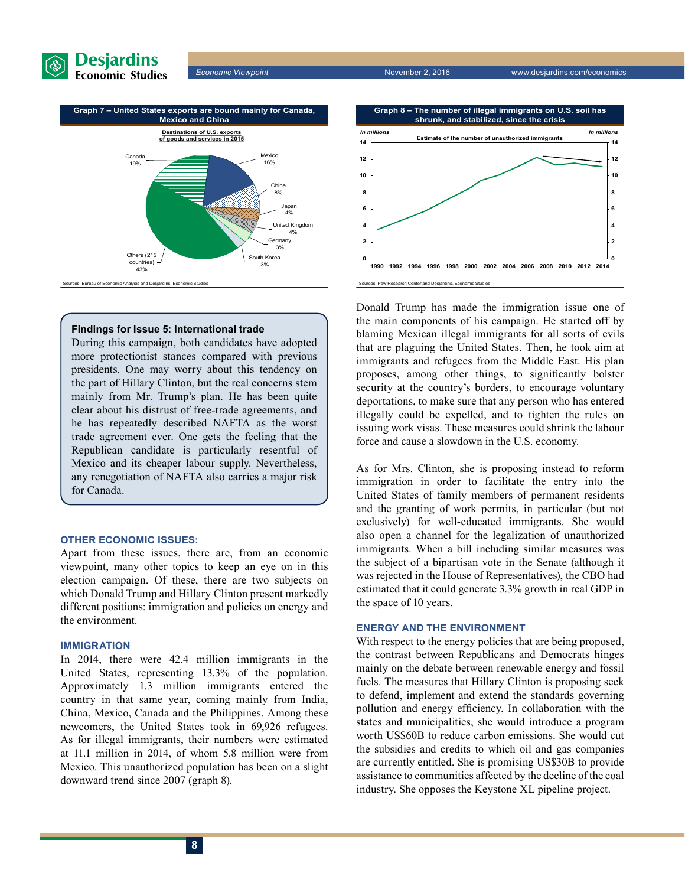**Graph 7 – United States exports are bound mainly for Canada, Mexico and China**

Destinations of U.S. exports of goods and services in 2015

Canada 19%; Mexico 16%; China 8%; Japan 4%; United Kingdom 4%; Germany 3%; South Korea 3%; Others (215 countries) 43%

Sources: Bureau of Economic Analysis and Desjardins, Economic Studies

**Graph 8 – The number of illegal immigrants on U.S. soil has shrunk, and stabilized, since the crisis**

Estimate of the number of unauthorized immigrants (In millions)

Sources: Pew Research Center and Desjardins, Economic Studies

**Findings for Issue 5: International trade**

During this campaign, both candidates have adopted more protectionist stances compared with previous presidents. One may worry about this tendency on the part of Hillary Clinton, but the real concerns stem mainly from Mr. Trump's plan. He has been quite clear about his distrust of free-trade agreements, and he has repeatedly described NAFTA as the worst trade agreement ever. One gets the feeling that the Republican candidate is particularly resentful of Mexico and its cheaper labour supply. Nevertheless, any renegotiation of NAFTA also carries a major risk for Canada.

## OTHER ECONOMIC ISSUES:

Apart from these issues, there are, from an economic viewpoint, many other topics to keep an eye on in this election campaign. Of these, there are two subjects on which Donald Trump and Hillary Clinton present markedly different positions: immigration and policies on energy and the environment.

### IMMIGRATION

In 2014, there were 42.4 million immigrants in the United States, representing 13.3% of the population. Approximately 1.3 million immigrants entered the country in that same year, coming mainly from India, China, Mexico, Canada and the Philippines. Among these newcomers, the United States took in 69,926 refugees. As for illegal immigrants, their numbers were estimated at 11.1 million in 2014, of whom 5.8 million were from Mexico. This unauthorized population has been on a slight downward trend since 2007 (graph 8).

Donald Trump has made the immigration issue one of the main components of his campaign. He started off by blaming Mexican illegal immigrants for all sorts of evils that are plaguing the United States. Then, he took aim at immigrants and refugees from the Middle East. His plan proposes, among other things, to significantly bolster security at the country's borders, to encourage voluntary deportations, to make sure that any person who has entered illegally could be expelled, and to tighten the rules on issuing work visas. These measures could shrink the labour force and cause a slowdown in the U.S. economy.

As for Mrs. Clinton, she is proposing instead to reform immigration in order to facilitate the entry into the United States of family members of permanent residents and the granting of work permits, in particular (but not exclusively) for well-educated immigrants. She would also open a channel for the legalization of unauthorized immigrants. When a bill including similar measures was the subject of a bipartisan vote in the Senate (although it was rejected in the House of Representatives), the CBO had estimated that it could generate 3.3% growth in real GDP in the space of 10 years.

### ENERGY AND THE ENVIRONMENT

With respect to the energy policies that are being proposed, the contrast between Republicans and Democrats hinges mainly on the debate between renewable energy and fossil fuels. The measures that Hillary Clinton is proposing seek to defend, implement and extend the standards governing pollution and energy efficiency. In collaboration with the states and municipalities, she would introduce a program worth US$60B to reduce carbon emissions. She would cut the subsidies and credits to which oil and gas companies are currently entitled. She is promising US$30B to provide assistance to communities affected by the decline of the coal industry. She opposes the Keystone XL pipeline project.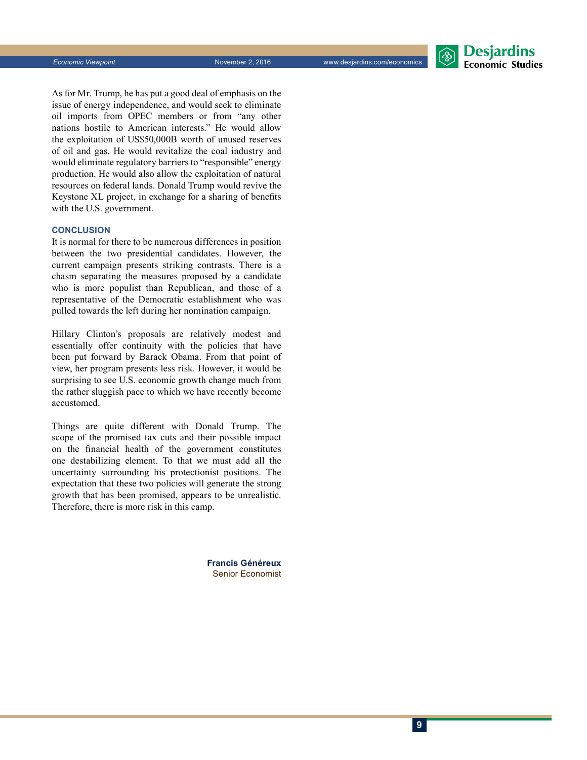As for Mr. Trump, he has put a good deal of emphasis on the issue of energy independence, and would seek to eliminate oil imports from OPEC members or from "any other nations hostile to American interests." He would allow the exploitation of US$50,000B worth of unused reserves of oil and gas. He would revitalize the coal industry and would eliminate regulatory barriers to "responsible" energy production. He would also allow the exploitation of natural resources on federal lands. Donald Trump would revive the Keystone XL project, in exchange for a sharing of benefits with the U.S. government.

## CONCLUSION

It is normal for there to be numerous differences in position between the two presidential candidates. However, the current campaign presents striking contrasts. There is a chasm separating the measures proposed by a candidate who is more populist than Republican, and those of a representative of the Democratic establishment who was pulled towards the left during her nomination campaign.

Hillary Clinton's proposals are relatively modest and essentially offer continuity with the policies that have been put forward by Barack Obama. From that point of view, her program presents less risk. However, it would be surprising to see U.S. economic growth change much from the rather sluggish pace to which we have recently become accustomed.

Things are quite different with Donald Trump. The scope of the promised tax cuts and their possible impact on the financial health of the government constitutes one destabilizing element. To that we must add all the uncertainty surrounding his protectionist positions. The expectation that these two policies will generate the strong growth that has been promised, appears to be unrealistic. Therefore, there is more risk in this camp.

**Francis Généreux**
Senior Economist